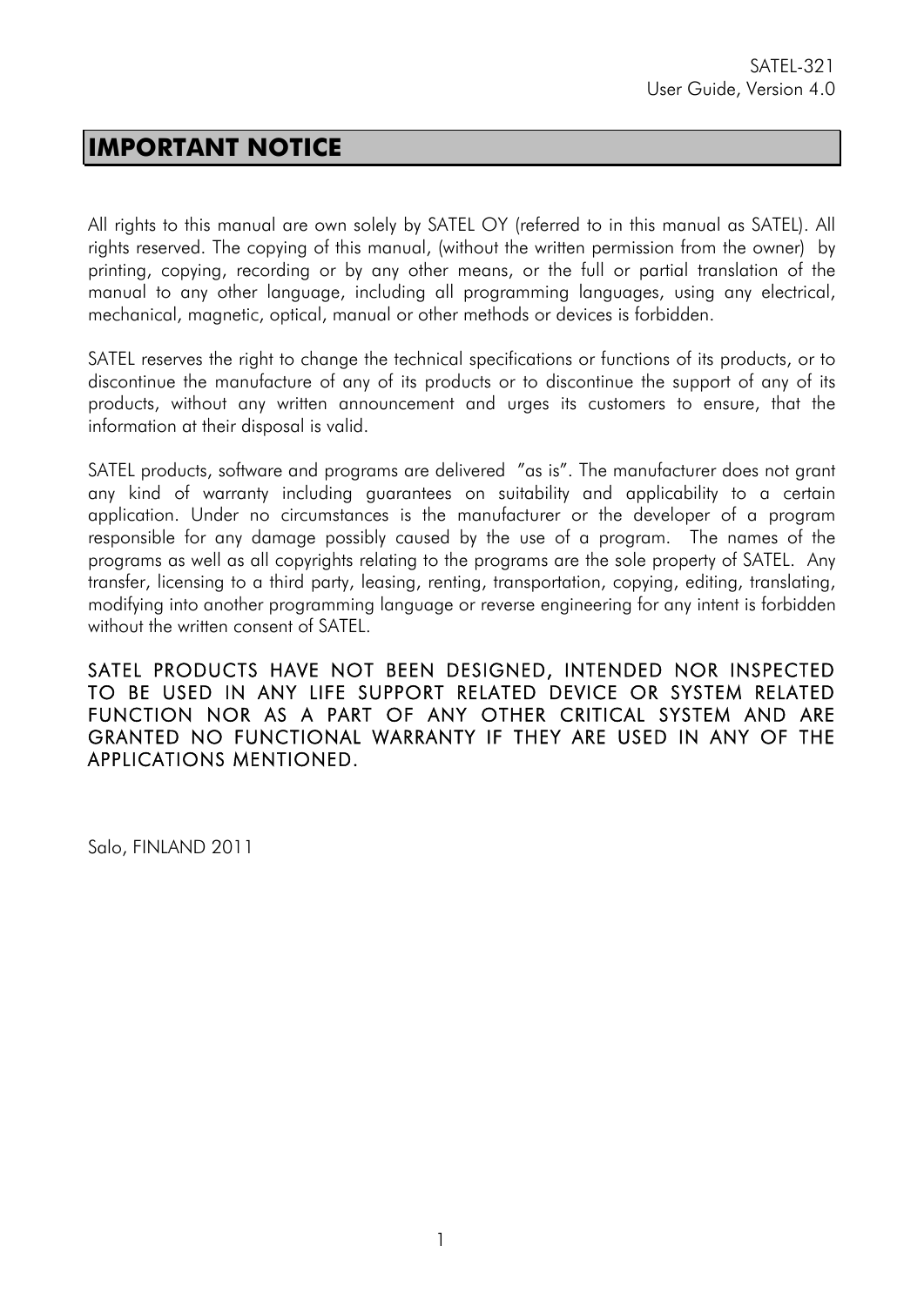# IMPORTANT NOTICE

All rights to this manual are own solely by SATEL OY (referred to in this manual as SATEL). All rights reserved. The copying of this manual, (without the written permission from the owner) by printing, copying, recording or by any other means, or the full or partial translation of the manual to any other language, including all programming languages, using any electrical, mechanical, magnetic, optical, manual or other methods or devices is forbidden.

SATEL reserves the right to change the technical specifications or functions of its products, or to discontinue the manufacture of any of its products or to discontinue the support of any of its products, without any written announcement and urges its customers to ensure, that the information at their disposal is valid.

SATEL products, software and programs are delivered ”as is”. The manufacturer does not grant any kind of warranty including guarantees on suitability and applicability to a certain application. Under no circumstances is the manufacturer or the developer of a program responsible for any damage possibly caused by the use of a program. The names of the programs as well as all copyrights relating to the programs are the sole property of SATEL. Any transfer, licensing to a third party, leasing, renting, transportation, copying, editing, translating, modifying into another programming language or reverse engineering for any intent is forbidden without the written consent of SATEL.

SATEL PRODUCTS HAVE NOT BEEN DESIGNED, INTENDED NOR INSPECTED TO BE USED IN ANY LIFE SUPPORT RELATED DEVICE OR SYSTEM RELATED FUNCTION NOR AS A PART OF ANY OTHER CRITICAL SYSTEM AND ARE GRANTED NO FUNCTIONAL WARRANTY IF THEY ARE USED IN ANY OF THE APPLICATIONS MENTIONED.

Salo, FINLAND 2011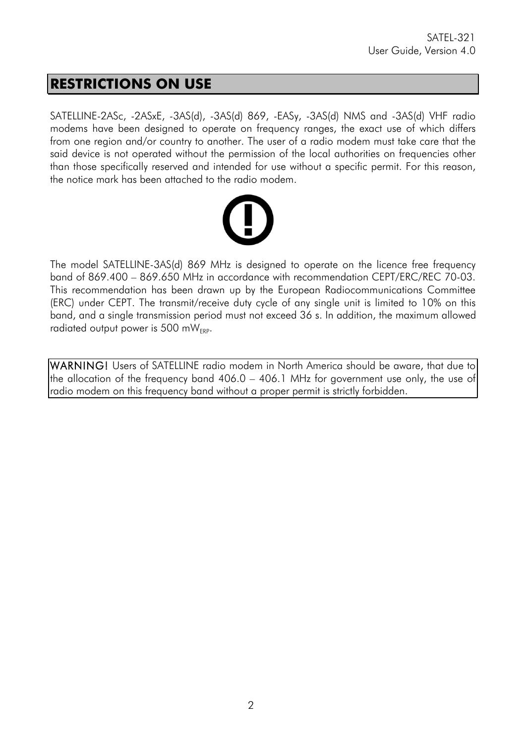# RESTRICTIONS ON USE

SATELLINE-2ASc, -2ASxE, -3AS(d), -3AS(d) 869, -EASy, -3AS(d) NMS and -3AS(d) VHF radio modems have been designed to operate on frequency ranges, the exact use of which differs from one region and/or country to another. The user of a radio modem must take care that the said device is not operated without the permission of the local authorities on frequencies other than those specifically reserved and intended for use without a specific permit. For this reason, the notice mark has been attached to the radio modem.

The model SATELLINE-3AS(d) 869 MHz is designed to operate on the licence free frequency band of 869.400 – 869.650 MHz in accordance with recommendation CEPT/ERC/REC 70-03. This recommendation has been drawn up by the European Radiocommunications Committee (ERC) under CEPT. The transmit/receive duty cycle of any single unit is limited to 10% on this band, and a single transmission period must not exceed 36 s. In addition, the maximum allowed radiated output power is 500 $mW_{ERP}$.

**WARNING!** Users of SATELLINE radio modem in North America should be aware, that due to the allocation of the frequency band 406.0 – 406.1 MHz for government use only, the use of radio modem on this frequency band without a proper permit is strictly forbidden.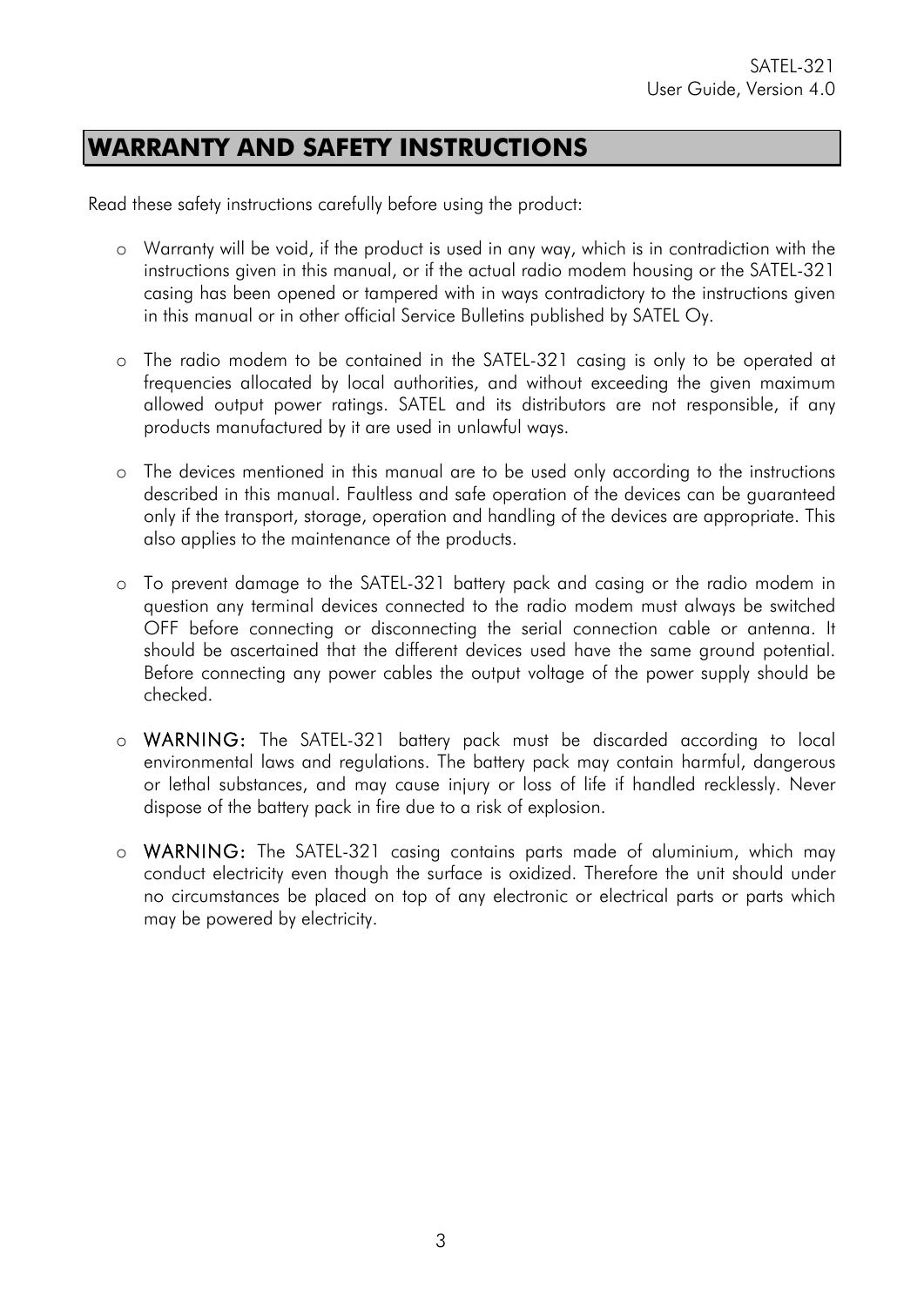# WARRANTY AND SAFETY INSTRUCTIONS

Read these safety instructions carefully before using the product:

- Warranty will be void, if the product is used in any way, which is in contradiction with the instructions given in this manual, or if the actual radio modem housing or the SATEL-321 casing has been opened or tampered with in ways contradictory to the instructions given in this manual or in other official Service Bulletins published by SATEL Oy.

- The radio modem to be contained in the SATEL-321 casing is only to be operated at frequencies allocated by local authorities, and without exceeding the given maximum allowed output power ratings. SATEL and its distributors are not responsible, if any products manufactured by it are used in unlawful ways.

- The devices mentioned in this manual are to be used only according to the instructions described in this manual. Faultless and safe operation of the devices can be guaranteed only if the transport, storage, operation and handling of the devices are appropriate. This also applies to the maintenance of the products.

- To prevent damage to the SATEL-321 battery pack and casing or the radio modem in question any terminal devices connected to the radio modem must always be switched OFF before connecting or disconnecting the serial connection cable or antenna. It should be ascertained that the different devices used have the same ground potential. Before connecting any power cables the output voltage of the power supply should be checked.

- **WARNING:** The SATEL-321 battery pack must be discarded according to local environmental laws and regulations. The battery pack may contain harmful, dangerous or lethal substances, and may cause injury or loss of life if handled recklessly. Never dispose of the battery pack in fire due to a risk of explosion.

- **WARNING:** The SATEL-321 casing contains parts made of aluminium, which may conduct electricity even though the surface is oxidized. Therefore the unit should under no circumstances be placed on top of any electronic or electrical parts or parts which may be powered by electricity.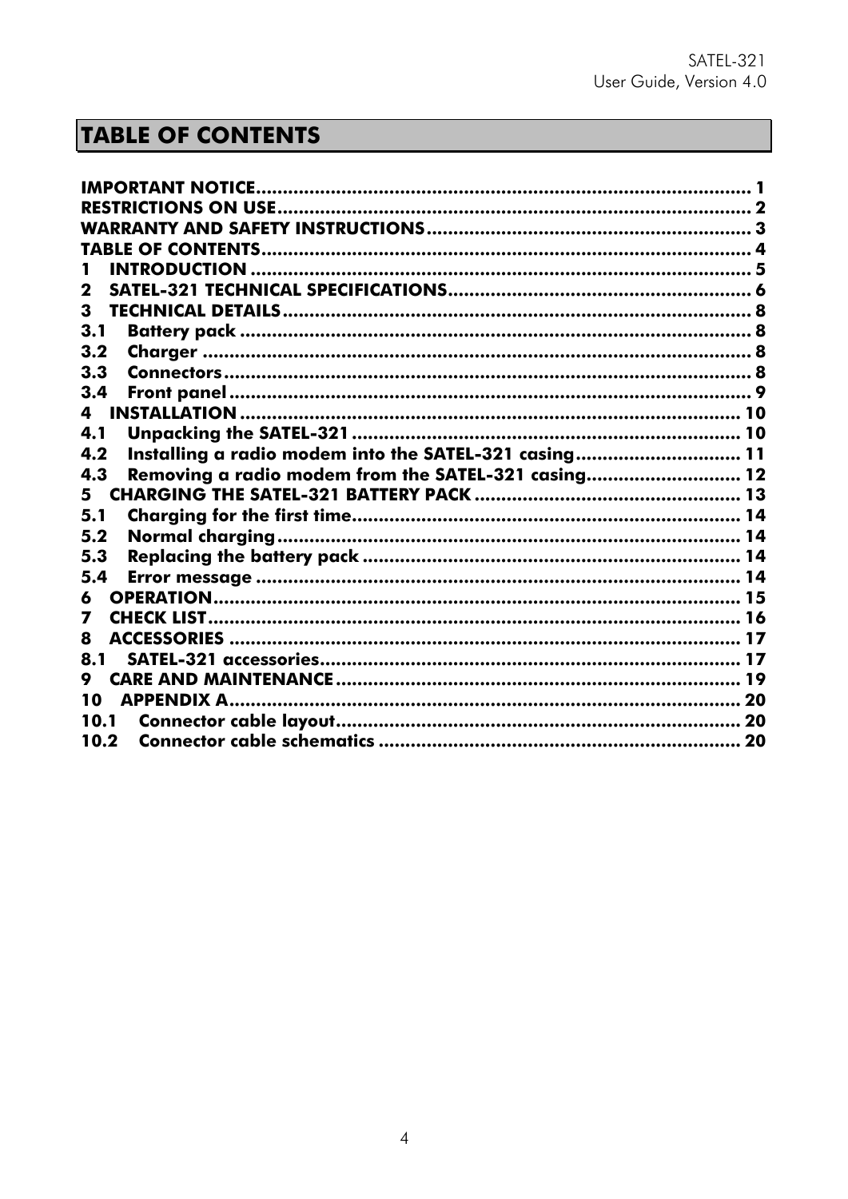# TABLE OF CONTENTS

**IMPORTANT NOTICE** .......... 1
**RESTRICTIONS ON USE** .......... 2
**WARRANTY AND SAFETY INSTRUCTIONS** .......... 3
**TABLE OF CONTENTS** .......... 4
**1 INTRODUCTION** .......... 5
**2 SATEL-321 TECHNICAL SPECIFICATIONS** .......... 6
**3 TECHNICAL DETAILS** .......... 8
**3.1 Battery pack** .......... 8
**3.2 Charger** .......... 8
**3.3 Connectors** .......... 8
**3.4 Front panel** .......... 9
**4 INSTALLATION** .......... 10
**4.1 Unpacking the SATEL-321** .......... 10
**4.2 Installing a radio modem into the SATEL-321 casing** .......... 11
**4.3 Removing a radio modem from the SATEL-321 casing** .......... 12
**5 CHARGING THE SATEL-321 BATTERY PACK** .......... 13
**5.1 Charging for the first time** .......... 14
**5.2 Normal charging** .......... 14
**5.3 Replacing the battery pack** .......... 14
**5.4 Error message** .......... 14
**6 OPERATION** .......... 15
**7 CHECK LIST** .......... 16
**8 ACCESSORIES** .......... 17
**8.1 SATEL-321 accessories** .......... 17
**9 CARE AND MAINTENANCE** .......... 19
**10 APPENDIX A** .......... 20
**10.1 Connector cable layout** .......... 20
**10.2 Connector cable schematics** .......... 20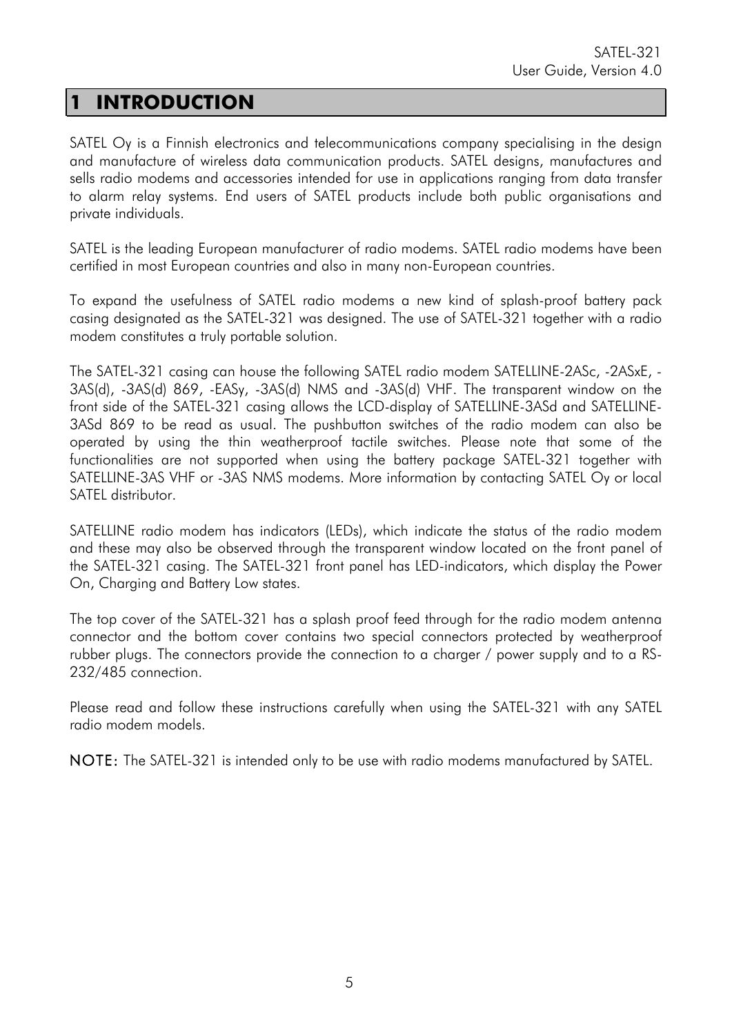# 1 INTRODUCTION

SATEL Oy is a Finnish electronics and telecommunications company specialising in the design and manufacture of wireless data communication products. SATEL designs, manufactures and sells radio modems and accessories intended for use in applications ranging from data transfer to alarm relay systems. End users of SATEL products include both public organisations and private individuals.

SATEL is the leading European manufacturer of radio modems. SATEL radio modems have been certified in most European countries and also in many non-European countries.

To expand the usefulness of SATEL radio modems a new kind of splash-proof battery pack casing designated as the SATEL-321 was designed. The use of SATEL-321 together with a radio modem constitutes a truly portable solution.

The SATEL-321 casing can house the following SATEL radio modem SATELLINE-2ASc, -2ASxE, -3AS(d), -3AS(d) 869, -EASy, -3AS(d) NMS and -3AS(d) VHF. The transparent window on the front side of the SATEL-321 casing allows the LCD-display of SATELLINE-3ASd and SATELLINE-3ASd 869 to be read as usual. The pushbutton switches of the radio modem can also be operated by using the thin weatherproof tactile switches. Please note that some of the functionalities are not supported when using the battery package SATEL-321 together with SATELLINE-3AS VHF or -3AS NMS modems. More information by contacting SATEL Oy or local SATEL distributor.

SATELLINE radio modem has indicators (LEDs), which indicate the status of the radio modem and these may also be observed through the transparent window located on the front panel of the SATEL-321 casing. The SATEL-321 front panel has LED-indicators, which display the Power On, Charging and Battery Low states.

The top cover of the SATEL-321 has a splash proof feed through for the radio modem antenna connector and the bottom cover contains two special connectors protected by weatherproof rubber plugs. The connectors provide the connection to a charger / power supply and to a RS-232/485 connection.

Please read and follow these instructions carefully when using the SATEL-321 with any SATEL radio modem models.

**NOTE:** The SATEL-321 is intended only to be use with radio modems manufactured by SATEL.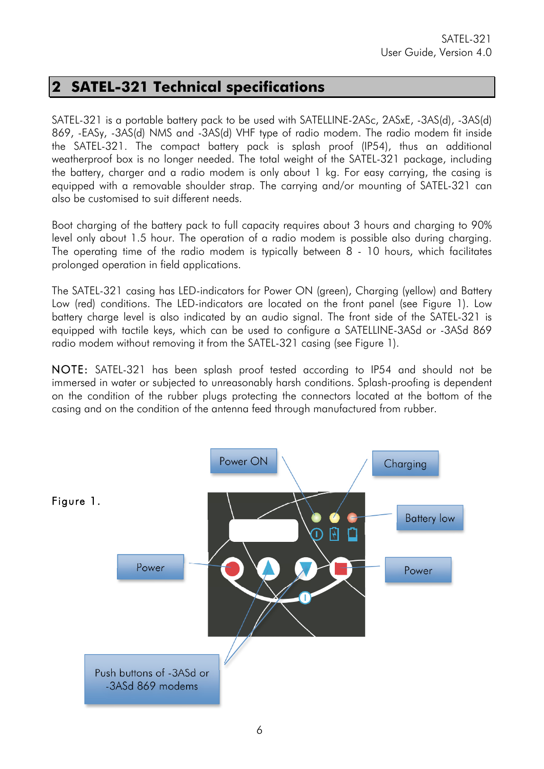## 2 SATEL-321 Technical specifications

SATEL-321 is a portable battery pack to be used with SATELLINE-2ASc, 2ASxE, -3AS(d), -3AS(d) 869, -EASy, -3AS(d) NMS and -3AS(d) VHF type of radio modem. The radio modem fit inside the SATEL-321. The compact battery pack is splash proof (IP54), thus an additional weatherproof box is no longer needed. The total weight of the SATEL-321 package, including the battery, charger and a radio modem is only about 1 kg. For easy carrying, the casing is equipped with a removable shoulder strap. The carrying and/or mounting of SATEL-321 can also be customised to suit different needs.

Boot charging of the battery pack to full capacity requires about 3 hours and charging to 90% level only about 1.5 hour. The operation of a radio modem is possible also during charging. The operating time of the radio modem is typically between 8 - 10 hours, which facilitates prolonged operation in field applications.

The SATEL-321 casing has LED-indicators for Power ON (green), Charging (yellow) and Battery Low (red) conditions. The LED-indicators are located on the front panel (see Figure 1). Low battery charge level is also indicated by an audio signal. The front side of the SATEL-321 is equipped with tactile keys, which can be used to configure a SATELLINE-3ASd or -3ASd 869 radio modem without removing it from the SATEL-321 casing (see Figure 1).

NOTE: SATEL-321 has been splash proof tested according to IP54 and should not be immersed in water or subjected to unreasonably harsh conditions. Splash-proofing is dependent on the condition of the rubber plugs protecting the connectors located at the bottom of the casing and on the condition of the antenna feed through manufactured from rubber.

Figure 1.

Power ON | Charging | Battery low | Power | Power | Push buttons of -3ASd or -3ASd 869 modems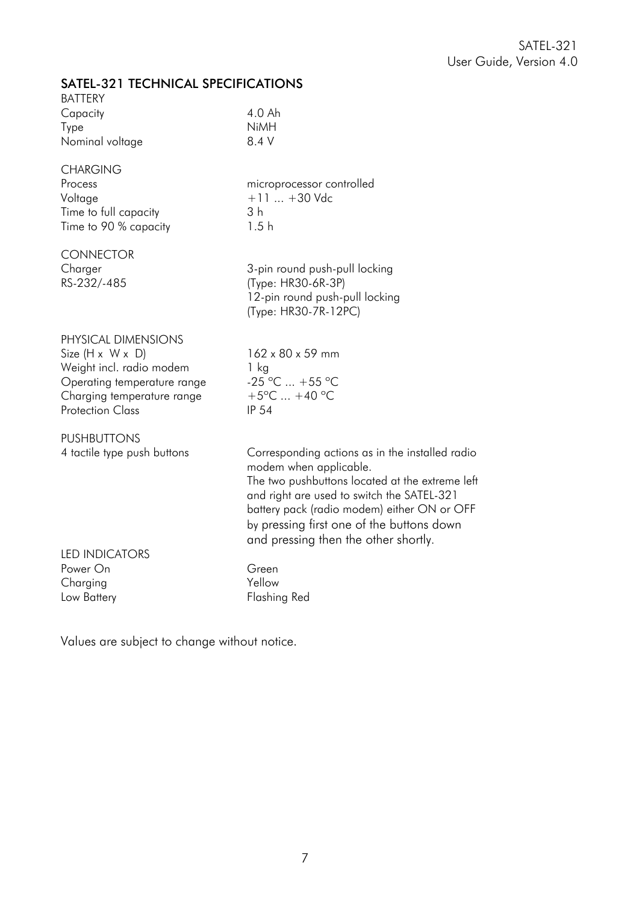## SATEL-321 TECHNICAL SPECIFICATIONS

| | |
|---|---|
| **BATTERY** | |
| Capacity | 4.0 Ah |
| Type | NiMH |
| Nominal voltage | 8.4 V |
| **CHARGING** | |
| Process | microprocessor controlled |
| Voltage | +11 ... +30 Vdc |
| Time to full capacity | 3 h |
| Time to 90 % capacity | 1.5 h |
| **CONNECTOR** | |
| Charger | 3-pin round push-pull locking (Type: HR30-6R-3P) |
| RS-232/-485 | 12-pin round push-pull locking (Type: HR30-7R-12PC) |
| **PHYSICAL DIMENSIONS** | |
| Size (H x W x D) | 162 x 80 x 59 mm |
| Weight incl. radio modem | 1 kg |
| Operating temperature range | -25 °C ... +55 °C |
| Charging temperature range | +5°C ... +40 °C |
| Protection Class | IP 54 |
| **PUSHBUTTONS** | |
| 4 tactile type push buttons | Corresponding actions as in the installed radio modem when applicable. The two pushbuttons located at the extreme left and right are used to switch the SATEL-321 battery pack (radio modem) either ON or OFF by pressing first one of the buttons down and pressing then the other shortly. |
| **LED INDICATORS** | |
| Power On | Green |
| Charging | Yellow |
| Low Battery | Flashing Red |

Values are subject to change without notice.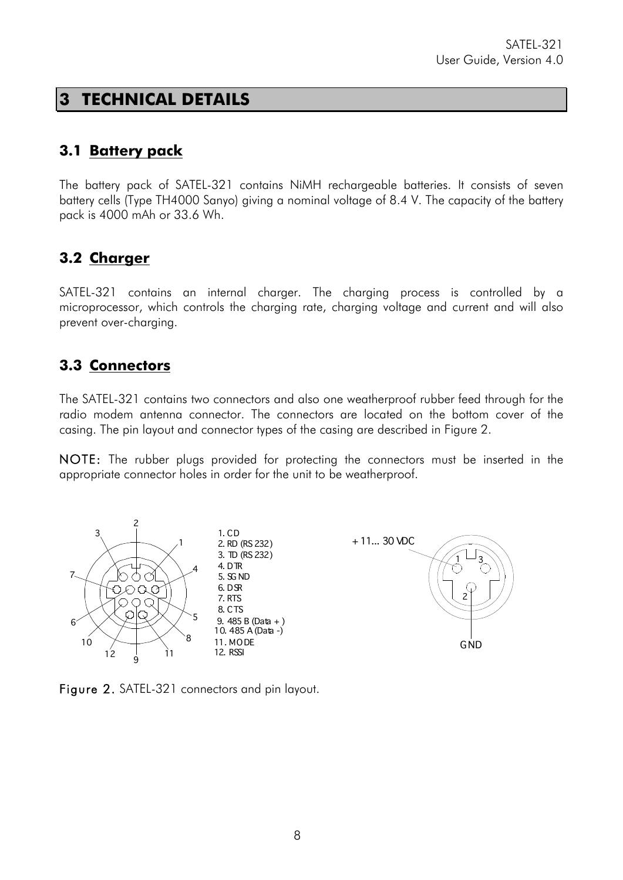# 3 TECHNICAL DETAILS

## 3.1 Battery pack

The battery pack of SATEL-321 contains NiMH rechargeable batteries. It consists of seven battery cells (Type TH4000 Sanyo) giving a nominal voltage of 8.4 V. The capacity of the battery pack is 4000 mAh or 33.6 Wh.

## 3.2 Charger

SATEL-321 contains an internal charger. The charging process is controlled by a microprocessor, which controls the charging rate, charging voltage and current and will also prevent over-charging.

## 3.3 Connectors

The SATEL-321 contains two connectors and also one weatherproof rubber feed through for the radio modem antenna connector. The connectors are located on the bottom cover of the casing. The pin layout and connector types of the casing are described in Figure 2.

**NOTE:** The rubber plugs provided for protecting the connectors must be inserted in the appropriate connector holes in order for the unit to be weatherproof.

1. CD
2. RD (RS 232)
3. TD (RS 232)
4. DTR
5. SG ND
6. DSR
7. RTS
8. CTS
9. 485 B (Data + )
10. 485 A (Data -)
11. MODE
12. RSSI

+ 11... 30 VDC

GND

**Figure 2.** SATEL-321 connectors and pin layout.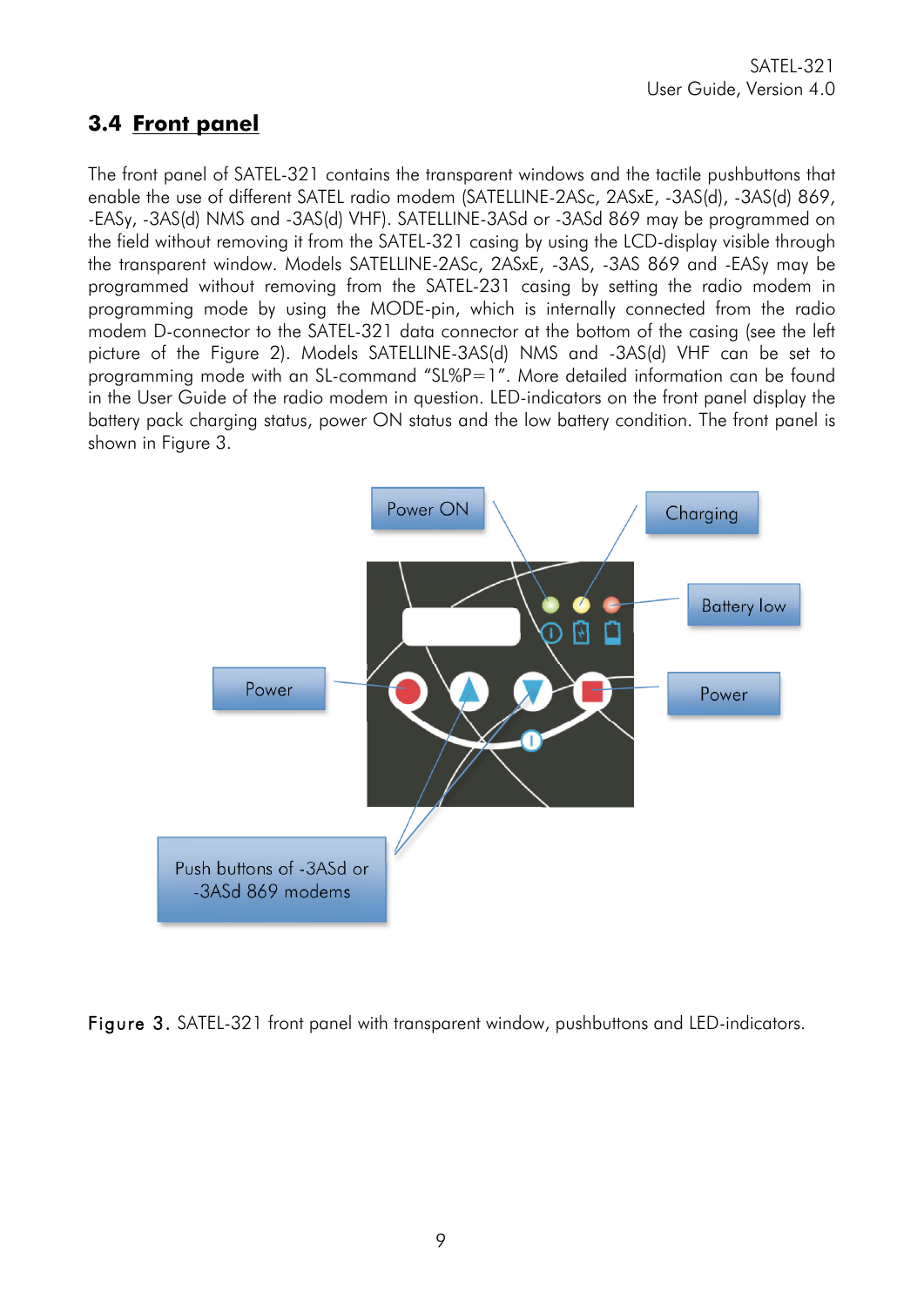## 3.4 Front panel

The front panel of SATEL-321 contains the transparent windows and the tactile pushbuttons that enable the use of different SATEL radio modem (SATELLINE-2ASc, 2ASxE, -3AS(d), -3AS(d) 869, -EASy, -3AS(d) NMS and -3AS(d) VHF). SATELLINE-3ASd or -3ASd 869 may be programmed on the field without removing it from the SATEL-321 casing by using the LCD-display visible through the transparent window. Models SATELLINE-2ASc, 2ASxE, -3AS, -3AS 869 and -EASy may be programmed without removing from the SATEL-231 casing by setting the radio modem in programming mode by using the MODE-pin, which is internally connected from the radio modem D-connector to the SATEL-321 data connector at the bottom of the casing (see the left picture of the Figure 2). Models SATELLINE-3AS(d) NMS and -3AS(d) VHF can be set to programming mode with an SL-command "SL%P=1". More detailed information can be found in the User Guide of the radio modem in question. LED-indicators on the front panel display the battery pack charging status, power ON status and the low battery condition. The front panel is shown in Figure 3.

Power ON

Charging

Battery low

Power

Power

Push buttons of -3ASd or -3ASd 869 modems

**Figure 3.** SATEL-321 front panel with transparent window, pushbuttons and LED-indicators.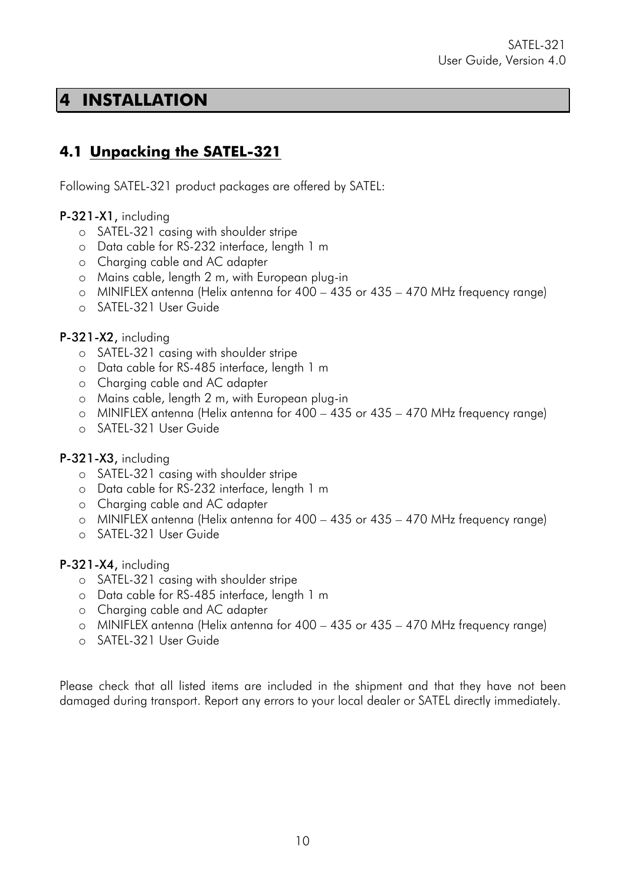# 4 INSTALLATION

## 4.1 Unpacking the SATEL-321

Following SATEL-321 product packages are offered by SATEL:

**P-321-X1,** including

- SATEL-321 casing with shoulder stripe
- Data cable for RS-232 interface, length 1 m
- Charging cable and AC adapter
- Mains cable, length 2 m, with European plug-in
- MINIFLEX antenna (Helix antenna for 400 – 435 or 435 – 470 MHz frequency range)
- SATEL-321 User Guide

**P-321-X2,** including

- SATEL-321 casing with shoulder stripe
- Data cable for RS-485 interface, length 1 m
- Charging cable and AC adapter
- Mains cable, length 2 m, with European plug-in
- MINIFLEX antenna (Helix antenna for 400 – 435 or 435 – 470 MHz frequency range)
- SATEL-321 User Guide

**P-321-X3,** including

- SATEL-321 casing with shoulder stripe
- Data cable for RS-232 interface, length 1 m
- Charging cable and AC adapter
- MINIFLEX antenna (Helix antenna for 400 – 435 or 435 – 470 MHz frequency range)
- SATEL-321 User Guide

**P-321-X4,** including

- SATEL-321 casing with shoulder stripe
- Data cable for RS-485 interface, length 1 m
- Charging cable and AC adapter
- MINIFLEX antenna (Helix antenna for 400 – 435 or 435 – 470 MHz frequency range)
- SATEL-321 User Guide

Please check that all listed items are included in the shipment and that they have not been damaged during transport. Report any errors to your local dealer or SATEL directly immediately.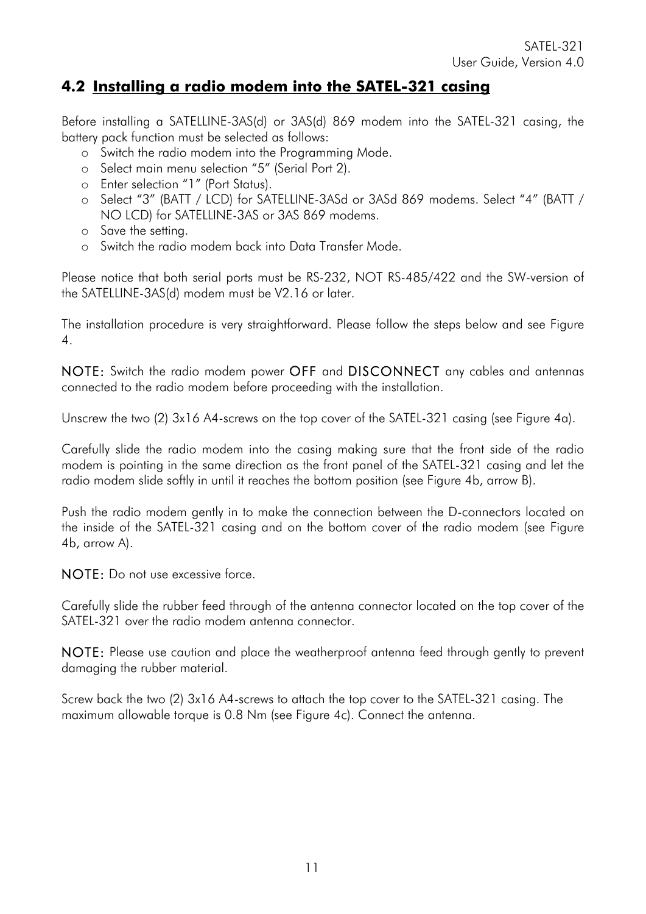## 4.2 Installing a radio modem into the SATEL-321 casing

Before installing a SATELLINE-3AS(d) or 3AS(d) 869 modem into the SATEL-321 casing, the battery pack function must be selected as follows:

- Switch the radio modem into the Programming Mode.
- Select main menu selection "5" (Serial Port 2).
- Enter selection "1" (Port Status).
- Select "3" (BATT / LCD) for SATELLINE-3ASd or 3ASd 869 modems. Select "4" (BATT / NO LCD) for SATELLINE-3AS or 3AS 869 modems.
- Save the setting.
- Switch the radio modem back into Data Transfer Mode.

Please notice that both serial ports must be RS-232, NOT RS-485/422 and the SW-version of the SATELLINE-3AS(d) modem must be V2.16 or later.

The installation procedure is very straightforward. Please follow the steps below and see Figure 4.

NOTE: Switch the radio modem power OFF and DISCONNECT any cables and antennas connected to the radio modem before proceeding with the installation.

Unscrew the two (2) 3x16 A4-screws on the top cover of the SATEL-321 casing (see Figure 4a).

Carefully slide the radio modem into the casing making sure that the front side of the radio modem is pointing in the same direction as the front panel of the SATEL-321 casing and let the radio modem slide softly in until it reaches the bottom position (see Figure 4b, arrow B).

Push the radio modem gently in to make the connection between the D-connectors located on the inside of the SATEL-321 casing and on the bottom cover of the radio modem (see Figure 4b, arrow A).

NOTE: Do not use excessive force.

Carefully slide the rubber feed through of the antenna connector located on the top cover of the SATEL-321 over the radio modem antenna connector.

NOTE: Please use caution and place the weatherproof antenna feed through gently to prevent damaging the rubber material.

Screw back the two (2) 3x16 A4-screws to attach the top cover to the SATEL-321 casing. The maximum allowable torque is 0.8 Nm (see Figure 4c). Connect the antenna.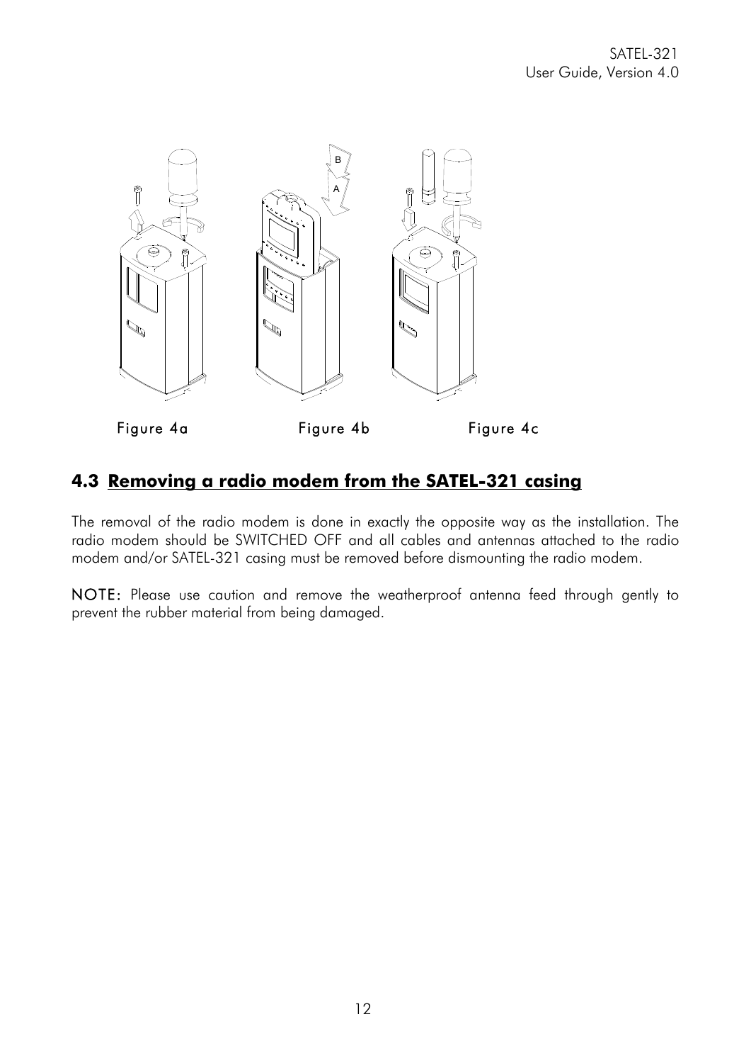Figure 4a Figure 4b Figure 4c

## 4.3 Removing a radio modem from the SATEL-321 casing

The removal of the radio modem is done in exactly the opposite way as the installation. The radio modem should be SWITCHED OFF and all cables and antennas attached to the radio modem and/or SATEL-321 casing must be removed before dismounting the radio modem.

**NOTE:** Please use caution and remove the weatherproof antenna feed through gently to prevent the rubber material from being damaged.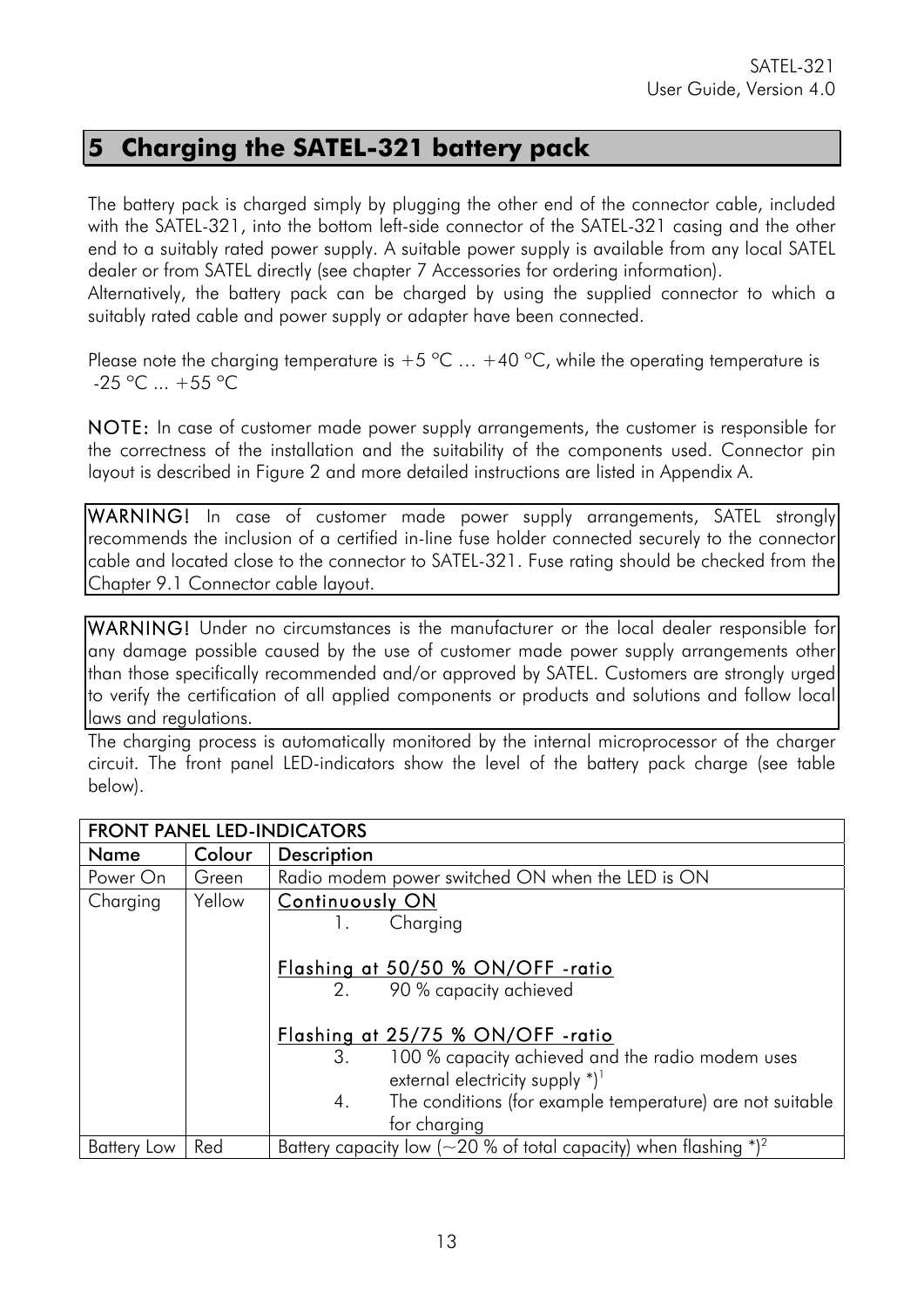# 5 Charging the SATEL-321 battery pack

The battery pack is charged simply by plugging the other end of the connector cable, included with the SATEL-321, into the bottom left-side connector of the SATEL-321 casing and the other end to a suitably rated power supply. A suitable power supply is available from any local SATEL dealer or from SATEL directly (see chapter 7 Accessories for ordering information).
Alternatively, the battery pack can be charged by using the supplied connector to which a suitably rated cable and power supply or adapter have been connected.

Please note the charging temperature is +5 °C … +40 °C, while the operating temperature is -25 °C ... +55 °C

**NOTE:** In case of customer made power supply arrangements, the customer is responsible for the correctness of the installation and the suitability of the components used. Connector pin layout is described in Figure 2 and more detailed instructions are listed in Appendix A.

**WARNING!** In case of customer made power supply arrangements, SATEL strongly recommends the inclusion of a certified in-line fuse holder connected securely to the connector cable and located close to the connector to SATEL-321. Fuse rating should be checked from the Chapter 9.1 Connector cable layout.

**WARNING!** Under no circumstances is the manufacturer or the local dealer responsible for any damage possible caused by the use of customer made power supply arrangements other than those specifically recommended and/or approved by SATEL. Customers are strongly urged to verify the certification of all applied components or products and solutions and follow local laws and regulations.

The charging process is automatically monitored by the internal microprocessor of the charger circuit. The front panel LED-indicators show the level of the battery pack charge (see table below).

| **FRONT PANEL LED-INDICATORS** | | |
|---|---|---|
| **Name** | **Colour** | **Description** |
| Power On | Green | Radio modem power switched ON when the LED is ON |
| Charging | Yellow | **Continuously ON**<br>1. Charging<br><br>**Flashing at 50/50 % ON/OFF -ratio**<br>2. 90 % capacity achieved<br><br>**Flashing at 25/75 % ON/OFF -ratio**<br>3. 100 % capacity achieved and the radio modem uses external electricity supply *)[1]<br>4. The conditions (for example temperature) are not suitable for charging |
| Battery Low | Red | Battery capacity low (~20 % of total capacity) when flashing *)[2] |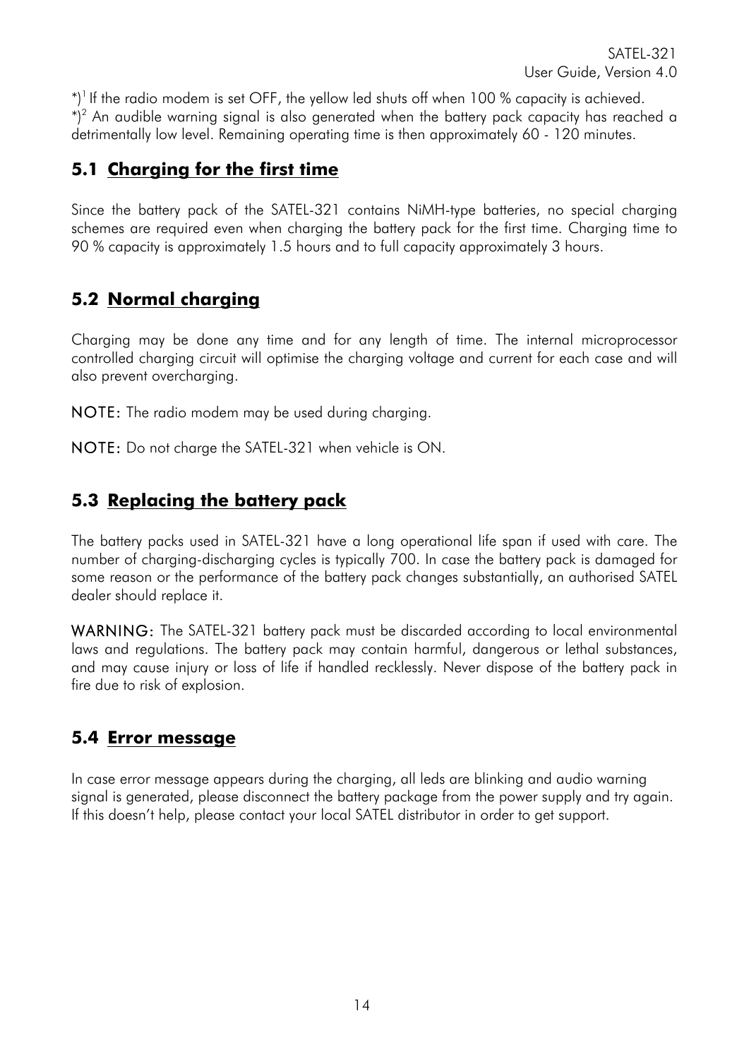*)[1] If the radio modem is set OFF, the yellow led shuts off when 100 % capacity is achieved.
*)[2] An audible warning signal is also generated when the battery pack capacity has reached a detrimentally low level. Remaining operating time is then approximately 60 - 120 minutes.

## 5.1 Charging for the first time

Since the battery pack of the SATEL-321 contains NiMH-type batteries, no special charging schemes are required even when charging the battery pack for the first time. Charging time to 90 % capacity is approximately 1.5 hours and to full capacity approximately 3 hours.

## 5.2 Normal charging

Charging may be done any time and for any length of time. The internal microprocessor controlled charging circuit will optimise the charging voltage and current for each case and will also prevent overcharging.

NOTE: The radio modem may be used during charging.

NOTE: Do not charge the SATEL-321 when vehicle is ON.

## 5.3 Replacing the battery pack

The battery packs used in SATEL-321 have a long operational life span if used with care. The number of charging-discharging cycles is typically 700. In case the battery pack is damaged for some reason or the performance of the battery pack changes substantially, an authorised SATEL dealer should replace it.

WARNING: The SATEL-321 battery pack must be discarded according to local environmental laws and regulations. The battery pack may contain harmful, dangerous or lethal substances, and may cause injury or loss of life if handled recklessly. Never dispose of the battery pack in fire due to risk of explosion.

## 5.4 Error message

In case error message appears during the charging, all leds are blinking and audio warning signal is generated, please disconnect the battery package from the power supply and try again. If this doesn't help, please contact your local SATEL distributor in order to get support.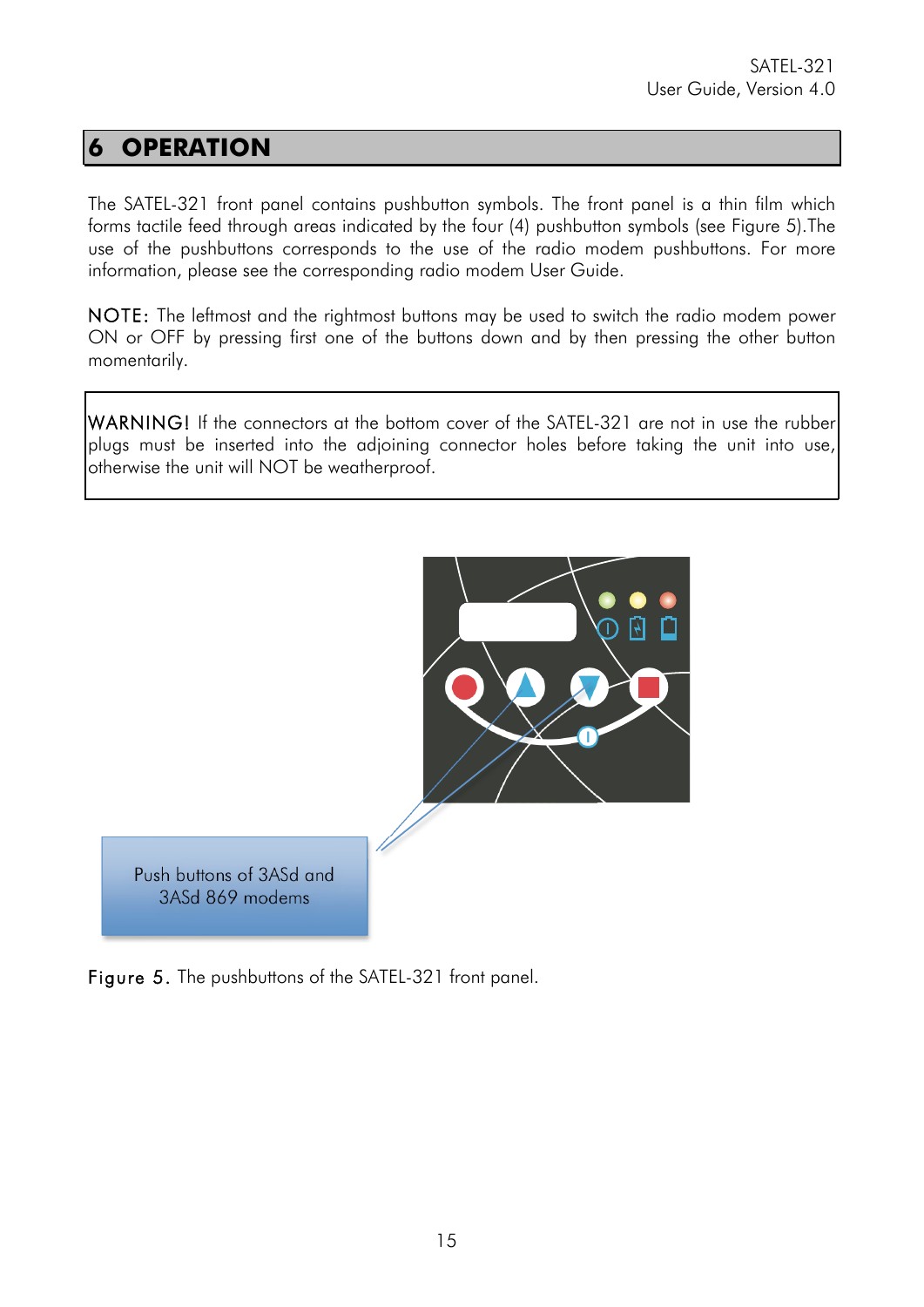# 6 OPERATION

The SATEL-321 front panel contains pushbutton symbols. The front panel is a thin film which forms tactile feed through areas indicated by the four (4) pushbutton symbols (see Figure 5).The use of the pushbuttons corresponds to the use of the radio modem pushbuttons. For more information, please see the corresponding radio modem User Guide.

NOTE: The leftmost and the rightmost buttons may be used to switch the radio modem power ON or OFF by pressing first one of the buttons down and by then pressing the other button momentarily.

> WARNING! If the connectors at the bottom cover of the SATEL-321 are not in use the rubber plugs must be inserted into the adjoining connector holes before taking the unit into use, otherwise the unit will NOT be weatherproof.

Push buttons of 3ASd and 3ASd 869 modems

Figure 5. The pushbuttons of the SATEL-321 front panel.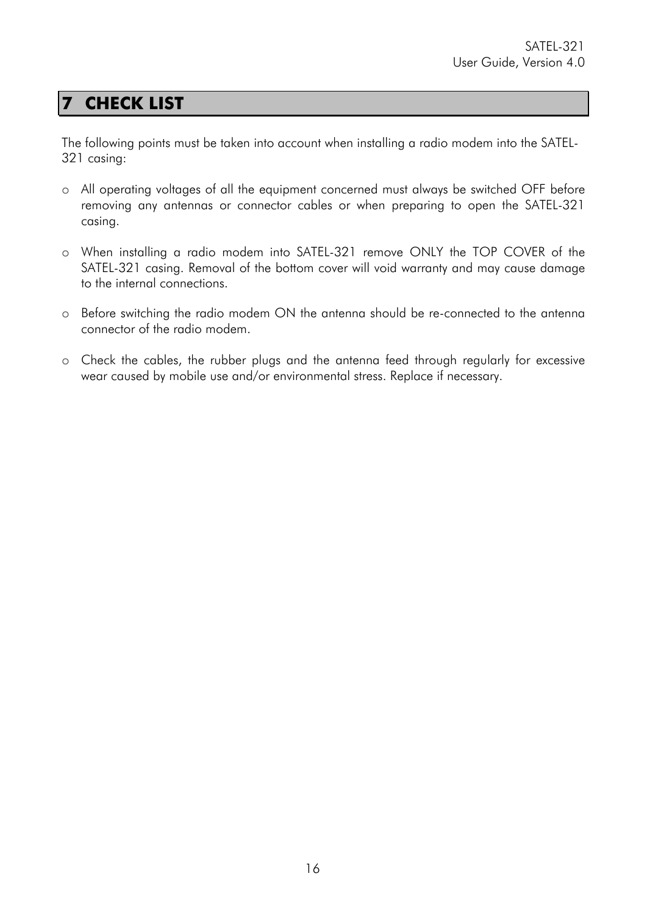# 7 CHECK LIST

The following points must be taken into account when installing a radio modem into the SATEL-321 casing:

- All operating voltages of all the equipment concerned must always be switched OFF before removing any antennas or connector cables or when preparing to open the SATEL-321 casing.
- When installing a radio modem into SATEL-321 remove ONLY the TOP COVER of the SATEL-321 casing. Removal of the bottom cover will void warranty and may cause damage to the internal connections.
- Before switching the radio modem ON the antenna should be re-connected to the antenna connector of the radio modem.
- Check the cables, the rubber plugs and the antenna feed through regularly for excessive wear caused by mobile use and/or environmental stress. Replace if necessary.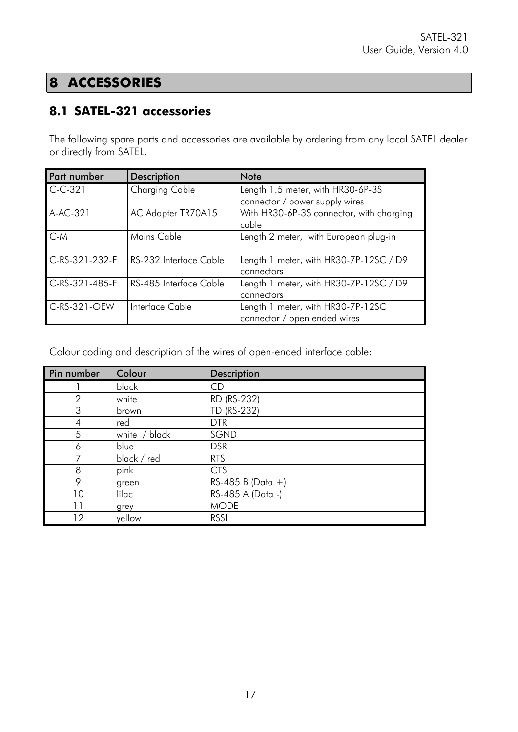# 8 ACCESSORIES

## 8.1 SATEL-321 accessories

The following spare parts and accessories are available by ordering from any local SATEL dealer or directly from SATEL.

| Part number | Description | Note |
|---|---|---|
| C-C-321 | Charging Cable | Length 1.5 meter, with HR30-6P-3S connector / power supply wires |
| A-AC-321 | AC Adapter TR70A15 | With HR30-6P-3S connector, with charging cable |
| C-M | Mains Cable | Length 2 meter, with European plug-in |
| C-RS-321-232-F | RS-232 Interface Cable | Length 1 meter, with HR30-7P-12SC / D9 connectors |
| C-RS-321-485-F | RS-485 Interface Cable | Length 1 meter, with HR30-7P-12SC / D9 connectors |
| C-RS-321-OEW | Interface Cable | Length 1 meter, with HR30-7P-12SC connector / open ended wires |

Colour coding and description of the wires of open-ended interface cable:

| Pin number | Colour | Description |
|---|---|---|
| 1 | black | CD |
| 2 | white | RD (RS-232) |
| 3 | brown | TD (RS-232) |
| 4 | red | DTR |
| 5 | white / black | SGND |
| 6 | blue | DSR |
| 7 | black / red | RTS |
| 8 | pink | CTS |
| 9 | green | RS-485 B (Data +) |
| 10 | lilac | RS-485 A (Data -) |
| 11 | grey | MODE |
| 12 | yellow | RSSI |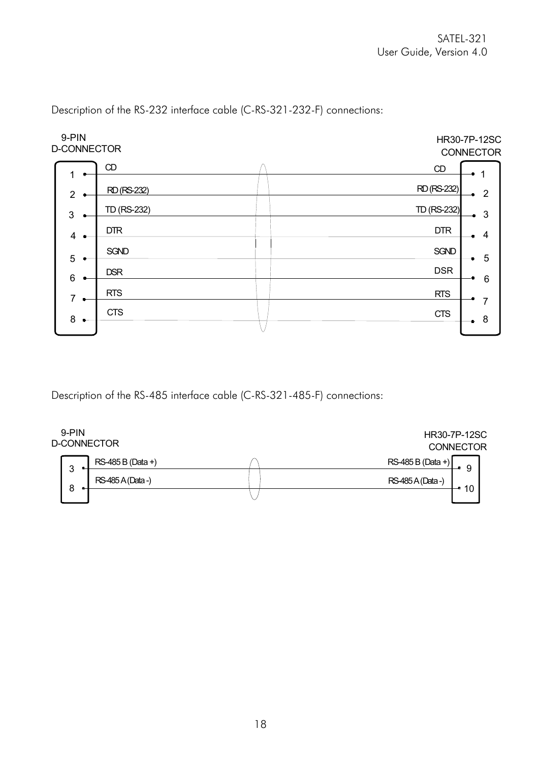Description of the RS-232 interface cable (C-RS-321-232-F) connections:

| 9-PIN D-CONNECTOR | Signal | HR30-7P-12SC CONNECTOR |
|---|---|---|
| 1 | CD | 1 |
| 2 | RD (RS-232) | 2 |
| 3 | TD (RS-232) | 3 |
| 4 | DTR | 4 |
| 5 | SGND | 5 |
| 6 | DSR | 6 |
| 7 | RTS | 7 |
| 8 | CTS | 8 |

Description of the RS-485 interface cable (C-RS-321-485-F) connections:

| 9-PIN D-CONNECTOR | Signal | HR30-7P-12SC CONNECTOR |
|---|---|---|
| 3 | RS-485 B (Data +) | 9 |
| 8 | RS-485 A (Data -) | 10 |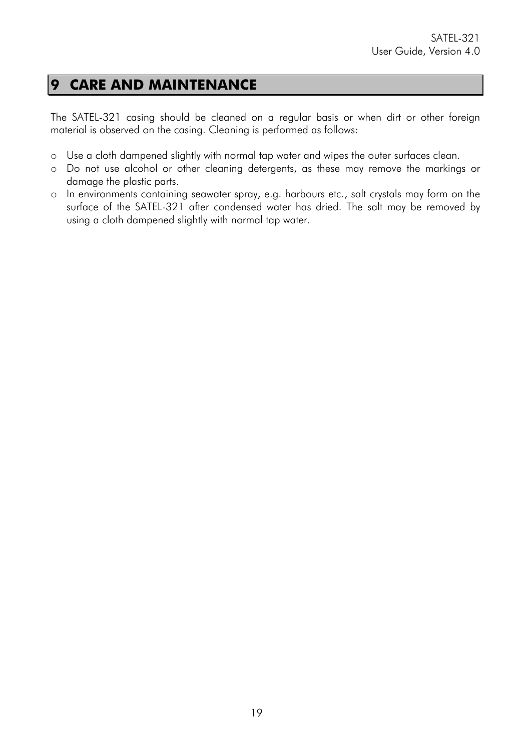# 9 CARE AND MAINTENANCE

The SATEL-321 casing should be cleaned on a regular basis or when dirt or other foreign material is observed on the casing. Cleaning is performed as follows:

- Use a cloth dampened slightly with normal tap water and wipes the outer surfaces clean.
- Do not use alcohol or other cleaning detergents, as these may remove the markings or damage the plastic parts.
- In environments containing seawater spray, e.g. harbours etc., salt crystals may form on the surface of the SATEL-321 after condensed water has dried. The salt may be removed by using a cloth dampened slightly with normal tap water.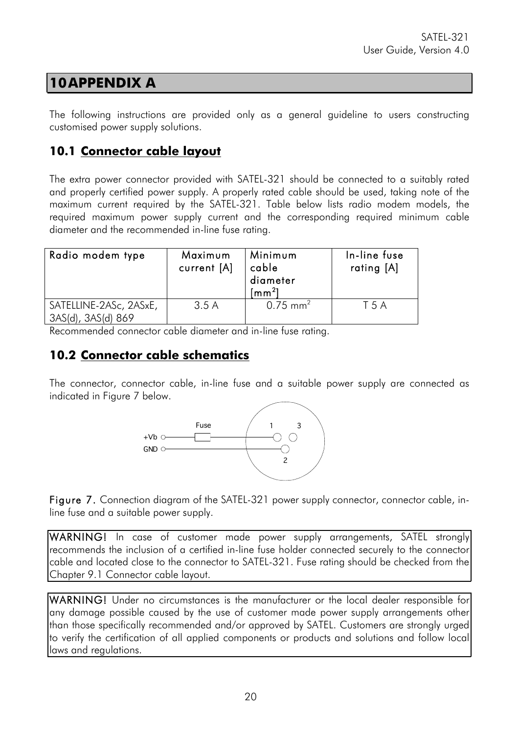# 10 APPENDIX A

The following instructions are provided only as a general guideline to users constructing customised power supply solutions.

## 10.1 Connector cable layout

The extra power connector provided with SATEL-321 should be connected to a suitably rated and properly certified power supply. A properly rated cable should be used, taking note of the maximum current required by the SATEL-321. Table below lists radio modem models, the required maximum power supply current and the corresponding required minimum cable diameter and the recommended in-line fuse rating.

| Radio modem type | Maximum current [A] | Minimum cable diameter [$mm^2$] | In-line fuse rating [A] |
|---|---|---|---|
| SATELLINE-2ASc, 2ASxE, 3AS(d), 3AS(d) 869 | 3.5 A | 0.75 $mm^2$ | T 5 A |

Recommended connector cable diameter and in-line fuse rating.

## 10.2 Connector cable schematics

The connector, connector cable, in-line fuse and a suitable power supply are connected as indicated in Figure 7 below.

Fuse
+Vb
GND
1
3
2

**Figure 7.** Connection diagram of the SATEL-321 power supply connector, connector cable, in-line fuse and a suitable power supply.

**WARNING!** In case of customer made power supply arrangements, SATEL strongly recommends the inclusion of a certified in-line fuse holder connected securely to the connector cable and located close to the connector to SATEL-321. Fuse rating should be checked from the Chapter 9.1 Connector cable layout.

**WARNING!** Under no circumstances is the manufacturer or the local dealer responsible for any damage possible caused by the use of customer made power supply arrangements other than those specifically recommended and/or approved by SATEL. Customers are strongly urged to verify the certification of all applied components or products and solutions and follow local laws and regulations.